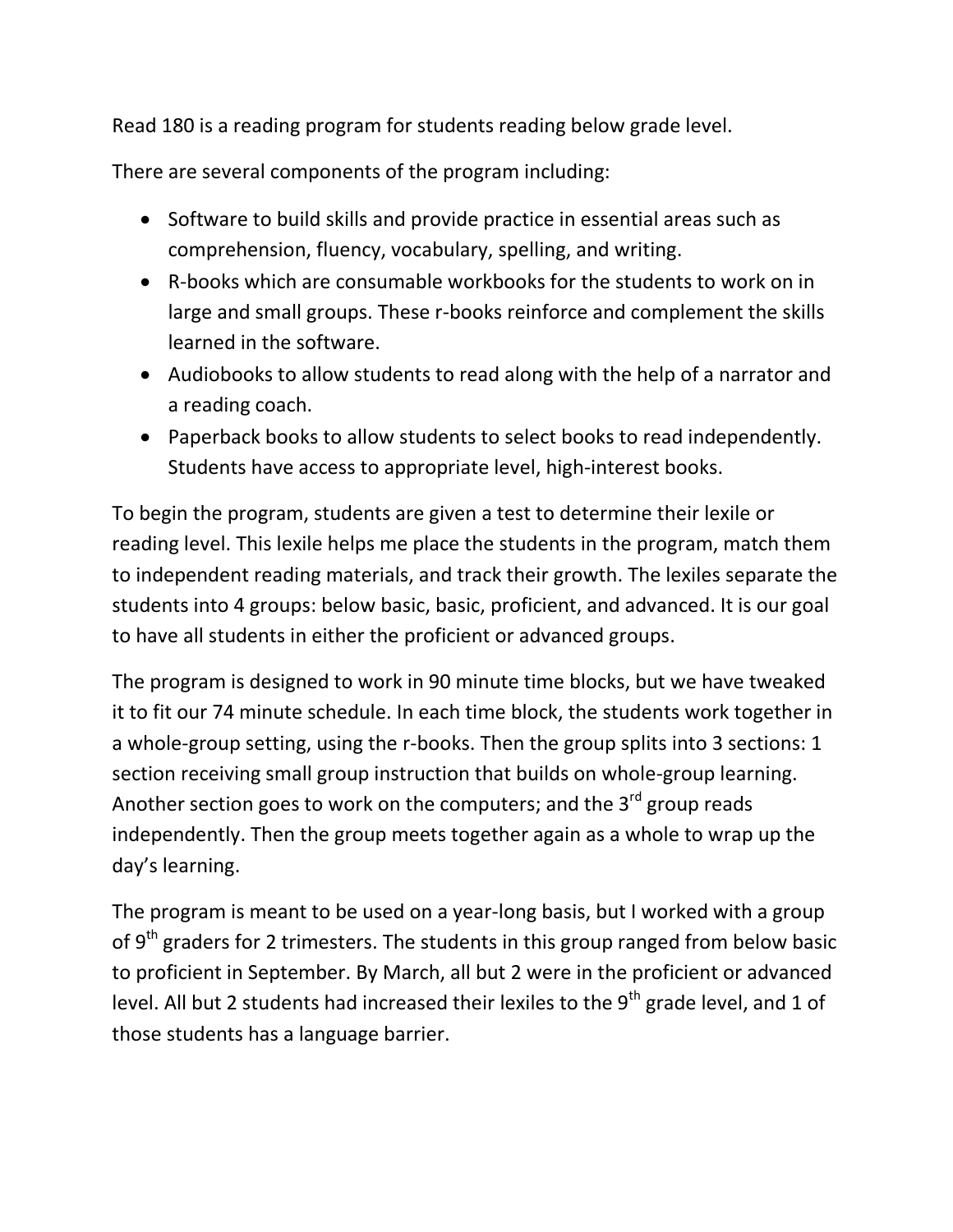Read 180 is a reading program for students reading below grade level.

There are several components of the program including:

- Software to build skills and provide practice in essential areas such as comprehension, fluency, vocabulary, spelling, and writing.
- R-books which are consumable workbooks for the students to work on in large and small groups. These r-books reinforce and complement the skills learned in the software.
- Audiobooks to allow students to read along with the help of a narrator and a reading coach.
- Paperback books to allow students to select books to read independently. Students have access to appropriate level, high-interest books.

To begin the program, students are given a test to determine their lexile or reading level. This lexile helps me place the students in the program, match them to independent reading materials, and track their growth. The lexiles separate the students into 4 groups: below basic, basic, proficient, and advanced. It is our goal to have all students in either the proficient or advanced groups.

The program is designed to work in 90 minute time blocks, but we have tweaked it to fit our 74 minute schedule. In each time block, the students work together in a whole-group setting, using the r-books. Then the group splits into 3 sections: 1 section receiving small group instruction that builds on whole-group learning. Another section goes to work on the computers; and the 3rd group reads independently. Then the group meets together again as a whole to wrap up the day's learning.

The program is meant to be used on a year-long basis, but I worked with a group of 9th graders for 2 trimesters. The students in this group ranged from below basic to proficient in September. By March, all but 2 were in the proficient or advanced level. All but 2 students had increased their lexiles to the 9th grade level, and 1 of those students has a language barrier.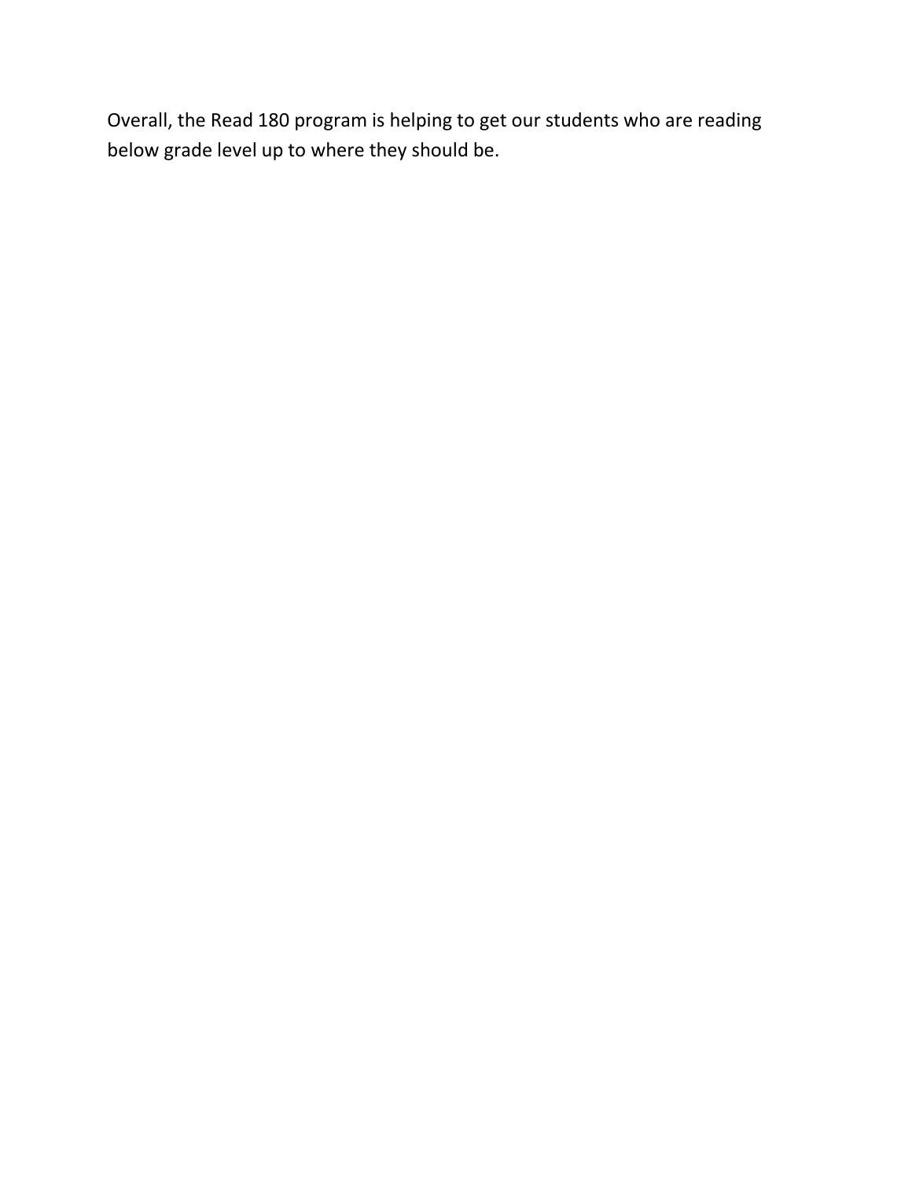Overall, the Read 180 program is helping to get our students who are reading below grade level up to where they should be.